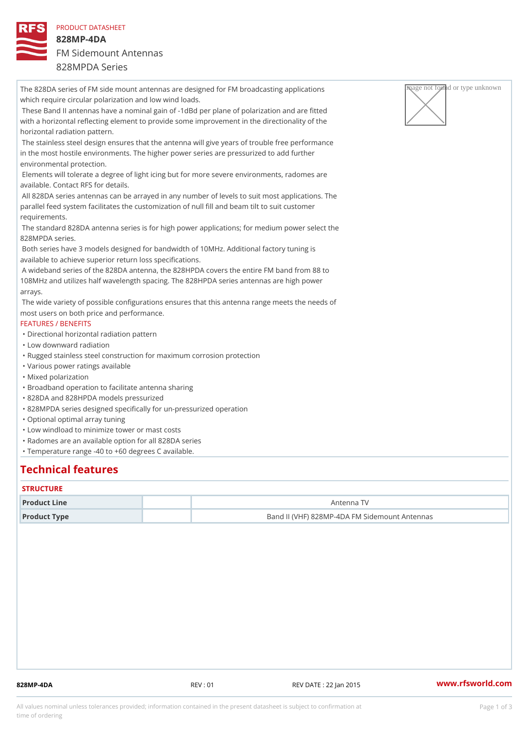PRODUCT DATASHEET

# 828MP-4DA

FM Sidemount Antennas

828MPDA Series

The 828DA series of FM side mount antennas are designed for FM broadcasting applications which require circular polarization and low wind loads.

These Band II antennas have a nominal gain of -1dBd per plane of polarization and are fitted with a horizontal reflecting element to provide some improvement in the directionality of the horizontal radiation pattern.

The stainless steel design ensures that the antenna will give years of trouble free performance in the most hostile environments. The higher power series are pressurized to add further environmental protection.

Elements will tolerate a degree of light icing but for more severe environments, radomes are available. Contact RFS for details.

All 828DA series antennas can be arrayed in any number of levels to suit most applications. The parallel feed system facilitates the customization of null fill and beam tilt to suit customer requirements.

The standard 828DA antenna series is for high power applications; for medium power select the 828MPDA series.

Both series have 3 models designed for bandwidth of 10MHz. Additional factory tuning is available to achieve superior return loss specifications.

A wideband series of the 828DA antenna, the 828HPDA covers the entire FM band from 88 to 108MHz and utilizes half wavelength spacing. The 828HPDA series antennas are high power arrays.

The wide variety of possible configurations ensures that this antenna range meets the needs of most users on both price and performance.

FEATURES / BENEFITS

- Directional horizontal radiation pattern
- Low downward radiation
- Rugged stainless steel construction for maximum corrosion protection
- Various power ratings available
- Mixed polarization
- Broadband operation to facilitate antenna sharing
- 828DA and 828HPDA models pressurized
- 828MPDA series designed specifically for un-pressurized operation
- Optional optimal array tuning
- Low windload to minimize tower or mast costs
- Radomes are an available option for all 828DA series
- Temperature range -40 to +60 degrees C available.

## Technical features

### STRUCTURE

| | | |
|---|---|---|
| **Product Line** | | Antenna TV |
| **Product Type** | | Band II (VHF) 828MP-4DA FM Sidemount Antennas |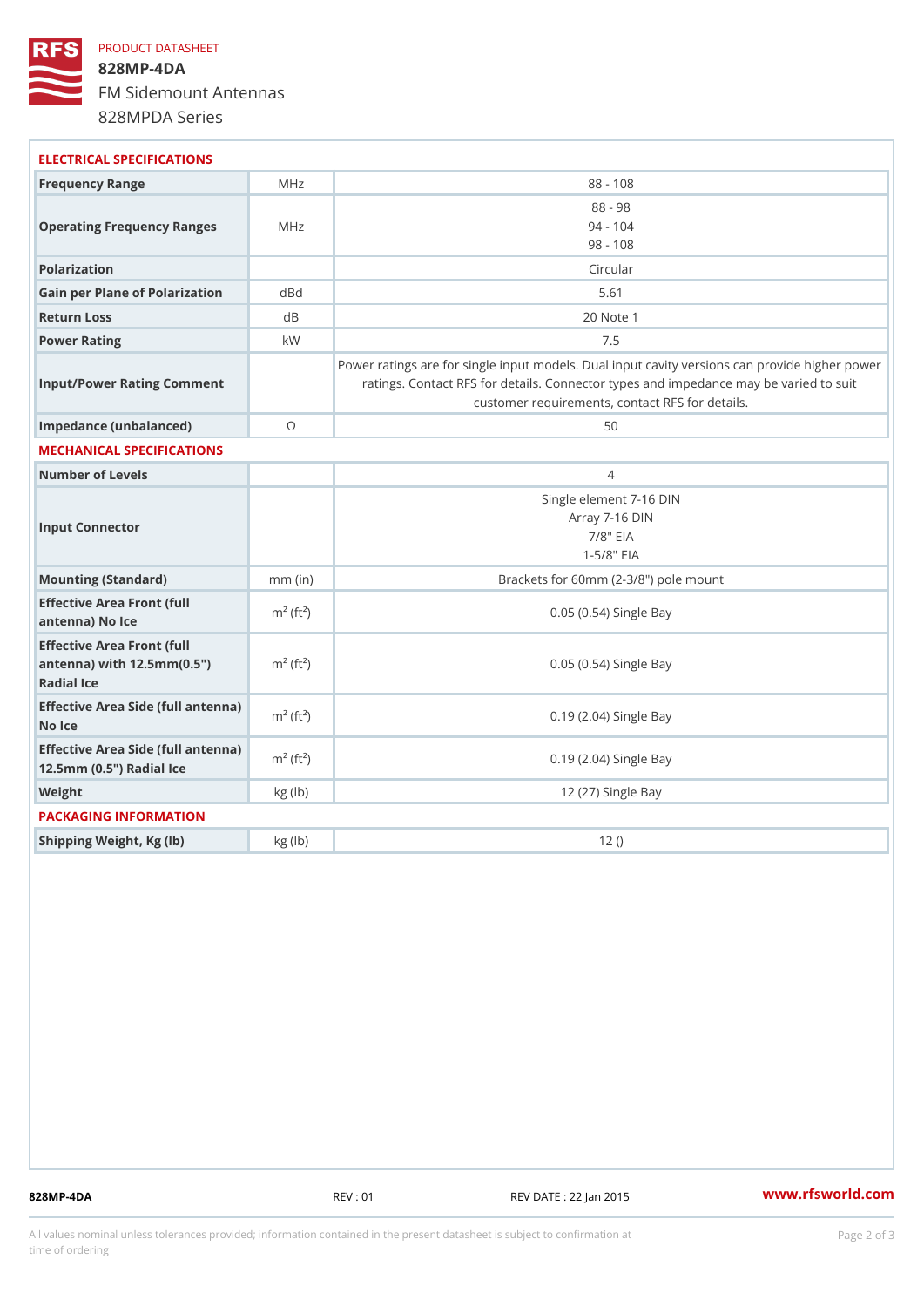PRODUCT DATASHEET

# 828MP-4DA

FM Sidemount Antennas

828MPDA Series

## ELECTRICAL SPECIFICATIONS

| | | |
|---|---|---|
| Frequency Range | MHz | 88 - 108 |
| Operating Frequency Ranges | MHz | 88 - 98<br>94 - 104<br>98 - 108 |
| Polarization | | Circular |
| Gain per Plane of Polarization | dBd | 5.61 |
| Return Loss | dB | 20 Note 1 |
| Power Rating | kW | 7.5 |
| Input/Power Rating Comment | | Power ratings are for single input models. Dual input cavity versions can provide higher power ratings. Contact RFS for details. Connector types and impedance may be varied to suit customer requirements, contact RFS for details. |
| Impedance (unbalanced) | Ω | 50 |

## MECHANICAL SPECIFICATIONS

| | | |
|---|---|---|
| Number of Levels | | 4 |
| Input Connector | | Single element 7-16 DIN<br>Array 7-16 DIN<br>7/8" EIA<br>1-5/8" EIA |
| Mounting (Standard) | mm (in) | Brackets for 60mm (2-3/8") pole mount |
| Effective Area Front (full antenna) No Ice | $m^2$ ($ft^2$) | 0.05 (0.54) Single Bay |
| Effective Area Front (full antenna) with 12.5mm(0.5") Radial Ice | $m^2$ ($ft^2$) | 0.05 (0.54) Single Bay |
| Effective Area Side (full antenna) No Ice | $m^2$ ($ft^2$) | 0.19 (2.04) Single Bay |
| Effective Area Side (full antenna) 12.5mm (0.5") Radial Ice | $m^2$ ($ft^2$) | 0.19 (2.04) Single Bay |
| Weight | kg (lb) | 12 (27) Single Bay |

## PACKAGING INFORMATION

| | | |
|---|---|---|
| Shipping Weight, Kg (lb) | kg (lb) | 12 () |

828MP-4DA REV : 01 REV DATE : 22 Jan 2015 www.rfsworld.com

All values nominal unless tolerances provided; information contained in the present datasheet is subject to confirmation at time of ordering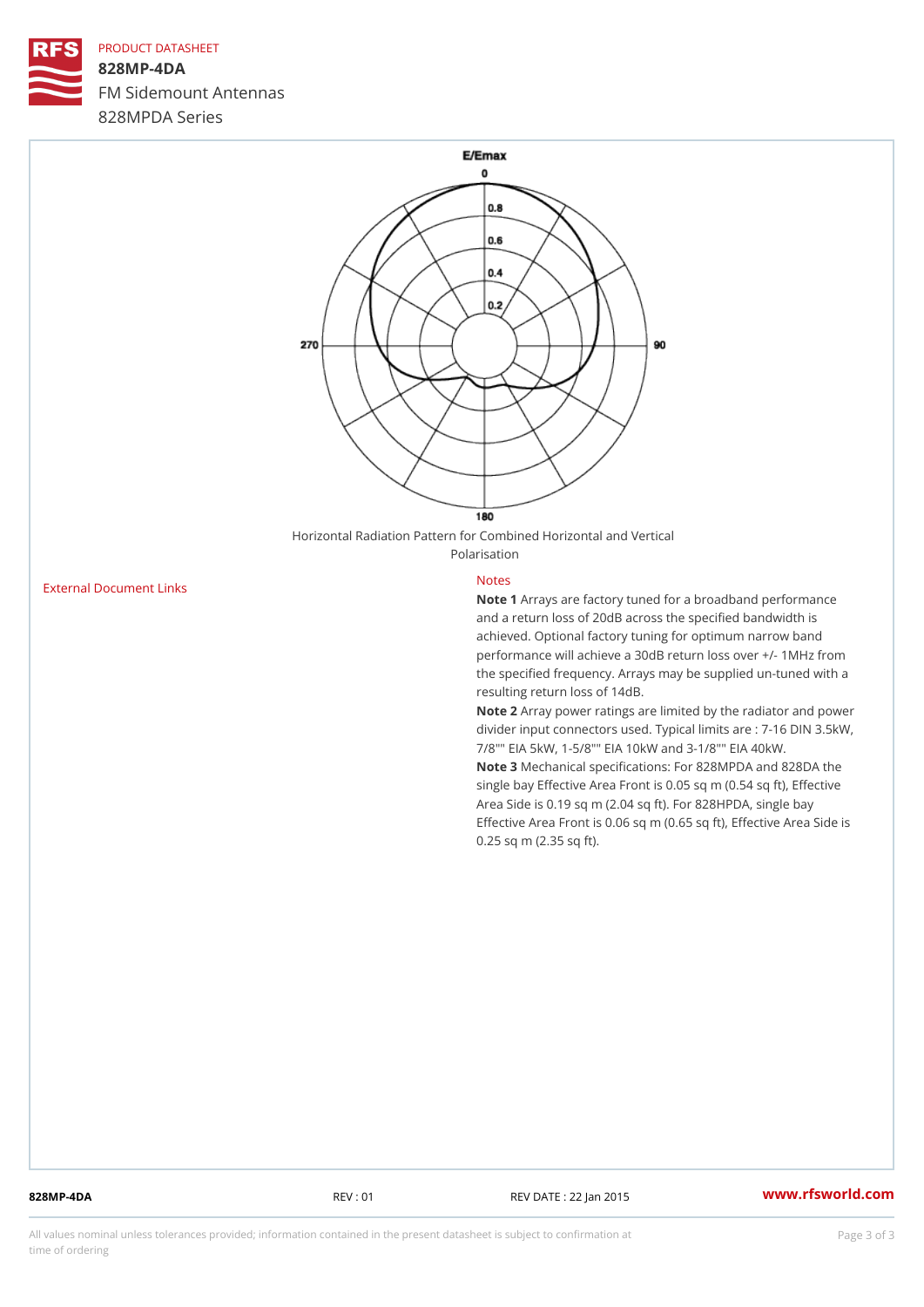E/Emax

0

0.8

0.6

0.4

0.2

270

90

180

Horizontal Radiation Pattern for Combined Horizontal and Vertical Polarisation

External Document Links

Notes

**Note 1** Arrays are factory tuned for a broadband performance and a return loss of 20dB across the specified bandwidth is achieved. Optional factory tuning for optimum narrow band performance will achieve a 30dB return loss over +/- 1MHz from the specified frequency. Arrays may be supplied un-tuned with a resulting return loss of 14dB.

**Note 2** Array power ratings are limited by the radiator and power divider input connectors used. Typical limits are : 7-16 DIN 3.5kW, 7/8"" EIA 5kW, 1-5/8"" EIA 10kW and 3-1/8"" EIA 40kW.

**Note 3** Mechanical specifications: For 828MPDA and 828DA the single bay Effective Area Front is 0.05 sq m (0.54 sq ft), Effective Area Side is 0.19 sq m (2.04 sq ft). For 828HPDA, single bay Effective Area Front is 0.06 sq m (0.65 sq ft), Effective Area Side is 0.25 sq m (2.35 sq ft).